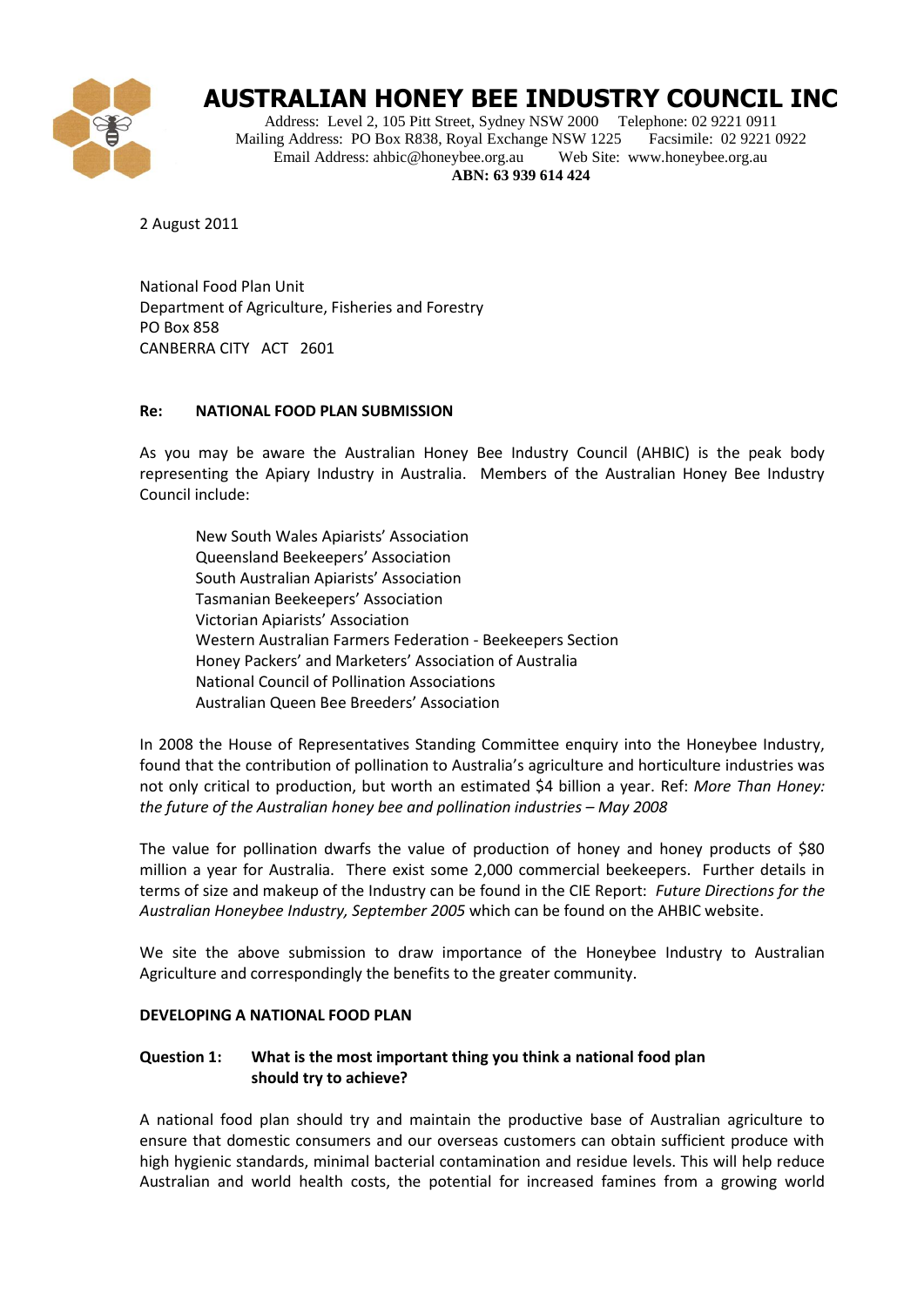# AUSTRALIAN HONEY BEE INDUSTRY COUNCIL INC

Address: Level 2, 105 Pitt Street, Sydney NSW 2000 Telephone: 02 9221 0911
Mailing Address: PO Box R838, Royal Exchange NSW 1225 Facsimile: 02 9221 0922
Email Address: ahbic@honeybee.org.au Web Site: www.honeybee.org.au
**ABN: 63 939 614 424**

2 August 2011

National Food Plan Unit
Department of Agriculture, Fisheries and Forestry
PO Box 858
CANBERRA CITY ACT 2601

**Re: NATIONAL FOOD PLAN SUBMISSION**

As you may be aware the Australian Honey Bee Industry Council (AHBIC) is the peak body representing the Apiary Industry in Australia. Members of the Australian Honey Bee Industry Council include:

- New South Wales Apiarists' Association
- Queensland Beekeepers' Association
- South Australian Apiarists' Association
- Tasmanian Beekeepers' Association
- Victorian Apiarists' Association
- Western Australian Farmers Federation - Beekeepers Section
- Honey Packers' and Marketers' Association of Australia
- National Council of Pollination Associations
- Australian Queen Bee Breeders' Association

In 2008 the House of Representatives Standing Committee enquiry into the Honeybee Industry, found that the contribution of pollination to Australia's agriculture and horticulture industries was not only critical to production, but worth an estimated $4 billion a year. Ref: *More Than Honey: the future of the Australian honey bee and pollination industries – May 2008*

The value for pollination dwarfs the value of production of honey and honey products of $80 million a year for Australia. There exist some 2,000 commercial beekeepers. Further details in terms of size and makeup of the Industry can be found in the CIE Report: *Future Directions for the Australian Honeybee Industry, September 2005* which can be found on the AHBIC website.

We site the above submission to draw importance of the Honeybee Industry to Australian Agriculture and correspondingly the benefits to the greater community.

**DEVELOPING A NATIONAL FOOD PLAN**

**Question 1: What is the most important thing you think a national food plan should try to achieve?**

A national food plan should try and maintain the productive base of Australian agriculture to ensure that domestic consumers and our overseas customers can obtain sufficient produce with high hygienic standards, minimal bacterial contamination and residue levels. This will help reduce Australian and world health costs, the potential for increased famines from a growing world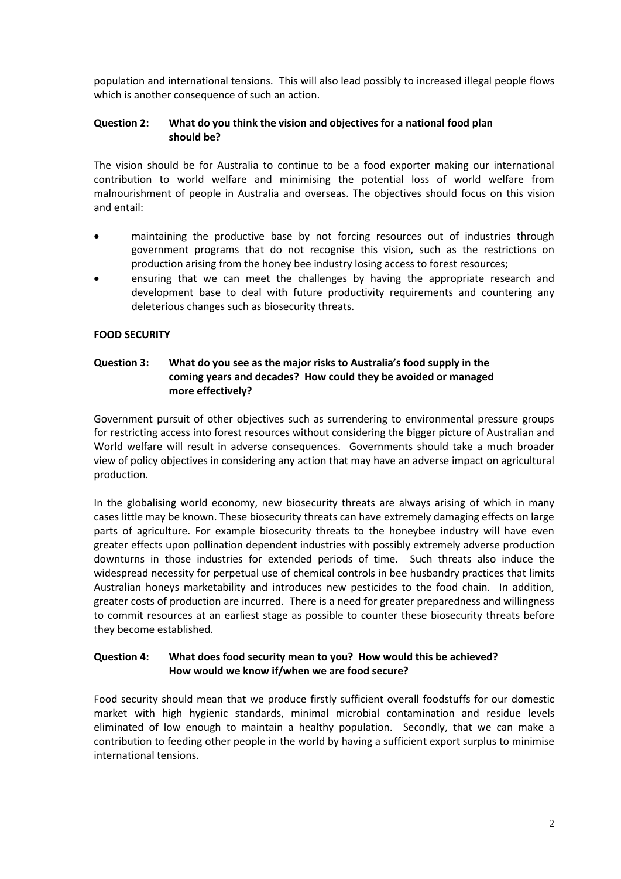population and international tensions. This will also lead possibly to increased illegal people flows which is another consequence of such an action.

**Question 2: What do you think the vision and objectives for a national food plan should be?**

The vision should be for Australia to continue to be a food exporter making our international contribution to world welfare and minimising the potential loss of world welfare from malnourishment of people in Australia and overseas. The objectives should focus on this vision and entail:

- maintaining the productive base by not forcing resources out of industries through government programs that do not recognise this vision, such as the restrictions on production arising from the honey bee industry losing access to forest resources;
- ensuring that we can meet the challenges by having the appropriate research and development base to deal with future productivity requirements and countering any deleterious changes such as biosecurity threats.

**FOOD SECURITY**

**Question 3: What do you see as the major risks to Australia's food supply in the coming years and decades? How could they be avoided or managed more effectively?**

Government pursuit of other objectives such as surrendering to environmental pressure groups for restricting access into forest resources without considering the bigger picture of Australian and World welfare will result in adverse consequences. Governments should take a much broader view of policy objectives in considering any action that may have an adverse impact on agricultural production.

In the globalising world economy, new biosecurity threats are always arising of which in many cases little may be known. These biosecurity threats can have extremely damaging effects on large parts of agriculture. For example biosecurity threats to the honeybee industry will have even greater effects upon pollination dependent industries with possibly extremely adverse production downturns in those industries for extended periods of time. Such threats also induce the widespread necessity for perpetual use of chemical controls in bee husbandry practices that limits Australian honeys marketability and introduces new pesticides to the food chain. In addition, greater costs of production are incurred. There is a need for greater preparedness and willingness to commit resources at an earliest stage as possible to counter these biosecurity threats before they become established.

**Question 4: What does food security mean to you? How would this be achieved? How would we know if/when we are food secure?**

Food security should mean that we produce firstly sufficient overall foodstuffs for our domestic market with high hygienic standards, minimal microbial contamination and residue levels eliminated of low enough to maintain a healthy population. Secondly, that we can make a contribution to feeding other people in the world by having a sufficient export surplus to minimise international tensions.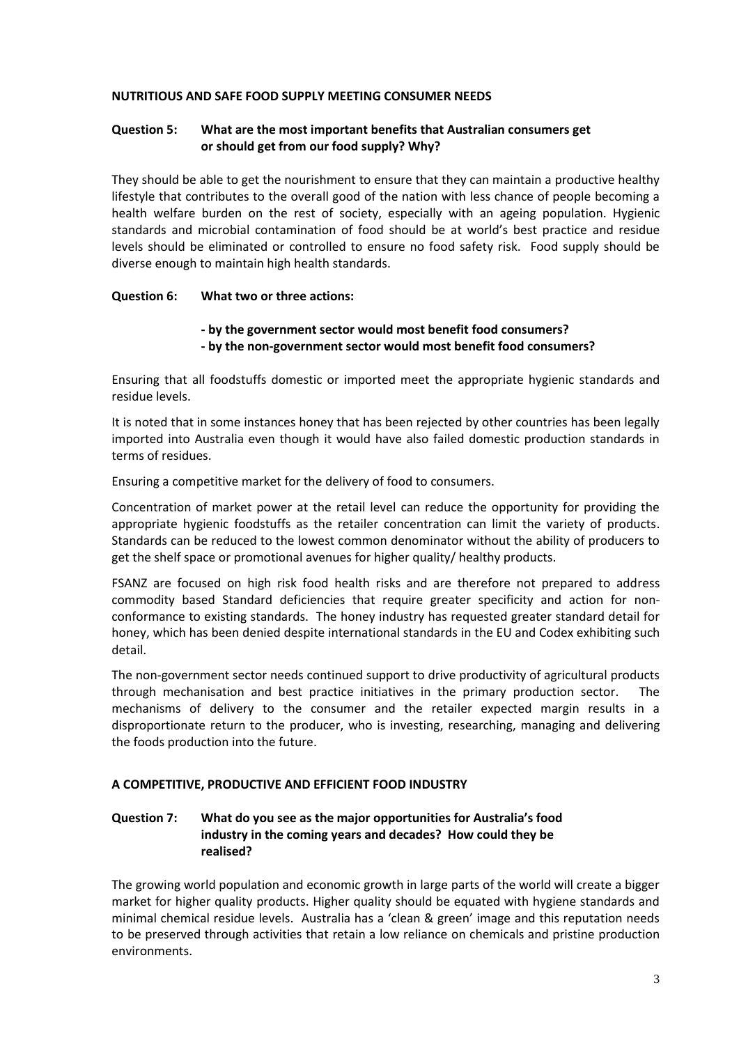## NUTRITIOUS AND SAFE FOOD SUPPLY MEETING CONSUMER NEEDS

### Question 5: What are the most important benefits that Australian consumers get or should get from our food supply? Why?

They should be able to get the nourishment to ensure that they can maintain a productive healthy lifestyle that contributes to the overall good of the nation with less chance of people becoming a health welfare burden on the rest of society, especially with an ageing population. Hygienic standards and microbial contamination of food should be at world's best practice and residue levels should be eliminated or controlled to ensure no food safety risk. Food supply should be diverse enough to maintain high health standards.

### Question 6: What two or three actions:

**- by the government sector would most benefit food consumers?**
**- by the non-government sector would most benefit food consumers?**

Ensuring that all foodstuffs domestic or imported meet the appropriate hygienic standards and residue levels.

It is noted that in some instances honey that has been rejected by other countries has been legally imported into Australia even though it would have also failed domestic production standards in terms of residues.

Ensuring a competitive market for the delivery of food to consumers.

Concentration of market power at the retail level can reduce the opportunity for providing the appropriate hygienic foodstuffs as the retailer concentration can limit the variety of products. Standards can be reduced to the lowest common denominator without the ability of producers to get the shelf space or promotional avenues for higher quality/ healthy products.

FSANZ are focused on high risk food health risks and are therefore not prepared to address commodity based Standard deficiencies that require greater specificity and action for non-conformance to existing standards. The honey industry has requested greater standard detail for honey, which has been denied despite international standards in the EU and Codex exhibiting such detail.

The non-government sector needs continued support to drive productivity of agricultural products through mechanisation and best practice initiatives in the primary production sector. The mechanisms of delivery to the consumer and the retailer expected margin results in a disproportionate return to the producer, who is investing, researching, managing and delivering the foods production into the future.

## A COMPETITIVE, PRODUCTIVE AND EFFICIENT FOOD INDUSTRY

### Question 7: What do you see as the major opportunities for Australia's food industry in the coming years and decades? How could they be realised?

The growing world population and economic growth in large parts of the world will create a bigger market for higher quality products. Higher quality should be equated with hygiene standards and minimal chemical residue levels. Australia has a 'clean & green' image and this reputation needs to be preserved through activities that retain a low reliance on chemicals and pristine production environments.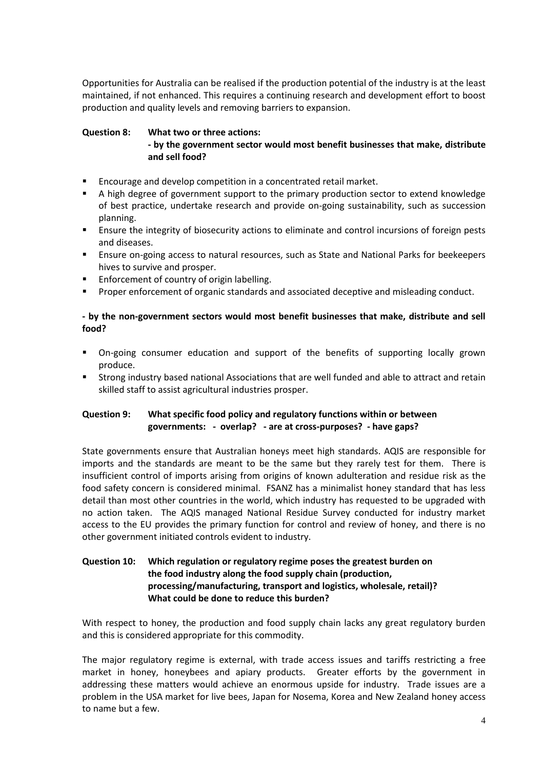Opportunities for Australia can be realised if the production potential of the industry is at the least maintained, if not enhanced. This requires a continuing research and development effort to boost production and quality levels and removing barriers to expansion.

**Question 8: What two or three actions:**
**- by the government sector would most benefit businesses that make, distribute and sell food?**

- Encourage and develop competition in a concentrated retail market.
- A high degree of government support to the primary production sector to extend knowledge of best practice, undertake research and provide on-going sustainability, such as succession planning.
- Ensure the integrity of biosecurity actions to eliminate and control incursions of foreign pests and diseases.
- Ensure on-going access to natural resources, such as State and National Parks for beekeepers hives to survive and prosper.
- Enforcement of country of origin labelling.
- Proper enforcement of organic standards and associated deceptive and misleading conduct.

**- by the non-government sectors would most benefit businesses that make, distribute and sell food?**

- On-going consumer education and support of the benefits of supporting locally grown produce.
- Strong industry based national Associations that are well funded and able to attract and retain skilled staff to assist agricultural industries prosper.

**Question 9: What specific food policy and regulatory functions within or between governments: - overlap? - are at cross-purposes? - have gaps?**

State governments ensure that Australian honeys meet high standards. AQIS are responsible for imports and the standards are meant to be the same but they rarely test for them. There is insufficient control of imports arising from origins of known adulteration and residue risk as the food safety concern is considered minimal. FSANZ has a minimalist honey standard that has less detail than most other countries in the world, which industry has requested to be upgraded with no action taken. The AQIS managed National Residue Survey conducted for industry market access to the EU provides the primary function for control and review of honey, and there is no other government initiated controls evident to industry.

**Question 10: Which regulation or regulatory regime poses the greatest burden on the food industry along the food supply chain (production, processing/manufacturing, transport and logistics, wholesale, retail)? What could be done to reduce this burden?**

With respect to honey, the production and food supply chain lacks any great regulatory burden and this is considered appropriate for this commodity.

The major regulatory regime is external, with trade access issues and tariffs restricting a free market in honey, honeybees and apiary products. Greater efforts by the government in addressing these matters would achieve an enormous upside for industry. Trade issues are a problem in the USA market for live bees, Japan for Nosema, Korea and New Zealand honey access to name but a few.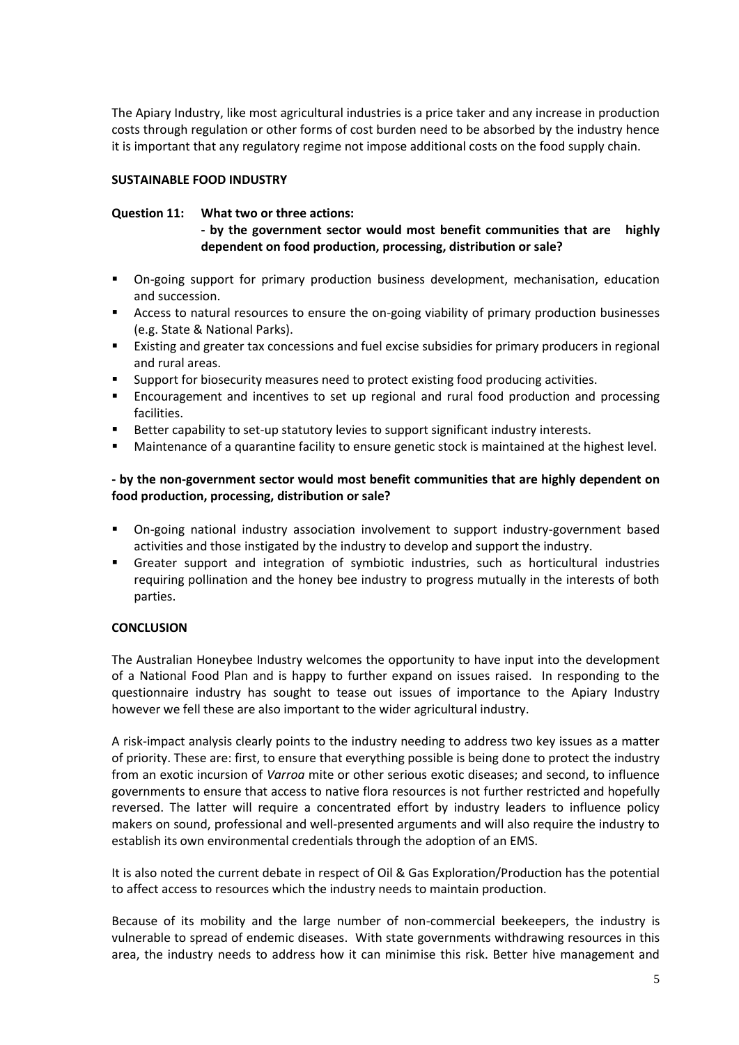The Apiary Industry, like most agricultural industries is a price taker and any increase in production costs through regulation or other forms of cost burden need to be absorbed by the industry hence it is important that any regulatory regime not impose additional costs on the food supply chain.

**SUSTAINABLE FOOD INDUSTRY**

**Question 11: What two or three actions:**
**- by the government sector would most benefit communities that are highly dependent on food production, processing, distribution or sale?**

- On-going support for primary production business development, mechanisation, education and succession.
- Access to natural resources to ensure the on-going viability of primary production businesses (e.g. State & National Parks).
- Existing and greater tax concessions and fuel excise subsidies for primary producers in regional and rural areas.
- Support for biosecurity measures need to protect existing food producing activities.
- Encouragement and incentives to set up regional and rural food production and processing facilities.
- Better capability to set-up statutory levies to support significant industry interests.
- Maintenance of a quarantine facility to ensure genetic stock is maintained at the highest level.

**- by the non-government sector would most benefit communities that are highly dependent on food production, processing, distribution or sale?**

- On-going national industry association involvement to support industry-government based activities and those instigated by the industry to develop and support the industry.
- Greater support and integration of symbiotic industries, such as horticultural industries requiring pollination and the honey bee industry to progress mutually in the interests of both parties.

**CONCLUSION**

The Australian Honeybee Industry welcomes the opportunity to have input into the development of a National Food Plan and is happy to further expand on issues raised. In responding to the questionnaire industry has sought to tease out issues of importance to the Apiary Industry however we fell these are also important to the wider agricultural industry.

A risk-impact analysis clearly points to the industry needing to address two key issues as a matter of priority. These are: first, to ensure that everything possible is being done to protect the industry from an exotic incursion of *Varroa* mite or other serious exotic diseases; and second, to influence governments to ensure that access to native flora resources is not further restricted and hopefully reversed. The latter will require a concentrated effort by industry leaders to influence policy makers on sound, professional and well-presented arguments and will also require the industry to establish its own environmental credentials through the adoption of an EMS.

It is also noted the current debate in respect of Oil & Gas Exploration/Production has the potential to affect access to resources which the industry needs to maintain production.

Because of its mobility and the large number of non-commercial beekeepers, the industry is vulnerable to spread of endemic diseases. With state governments withdrawing resources in this area, the industry needs to address how it can minimise this risk. Better hive management and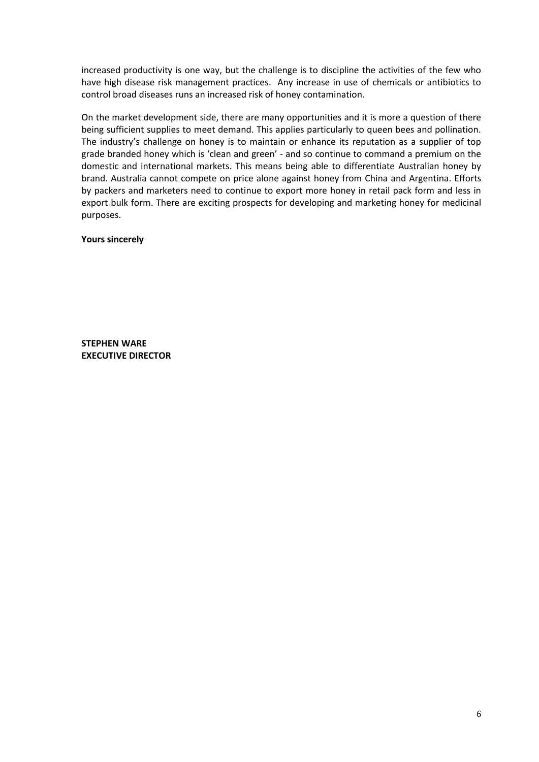increased productivity is one way, but the challenge is to discipline the activities of the few who have high disease risk management practices. Any increase in use of chemicals or antibiotics to control broad diseases runs an increased risk of honey contamination.

On the market development side, there are many opportunities and it is more a question of there being sufficient supplies to meet demand. This applies particularly to queen bees and pollination. The industry's challenge on honey is to maintain or enhance its reputation as a supplier of top grade branded honey which is 'clean and green' - and so continue to command a premium on the domestic and international markets. This means being able to differentiate Australian honey by brand. Australia cannot compete on price alone against honey from China and Argentina. Efforts by packers and marketers need to continue to export more honey in retail pack form and less in export bulk form. There are exciting prospects for developing and marketing honey for medicinal purposes.

**Yours sincerely**

**STEPHEN WARE**
**EXECUTIVE DIRECTOR**